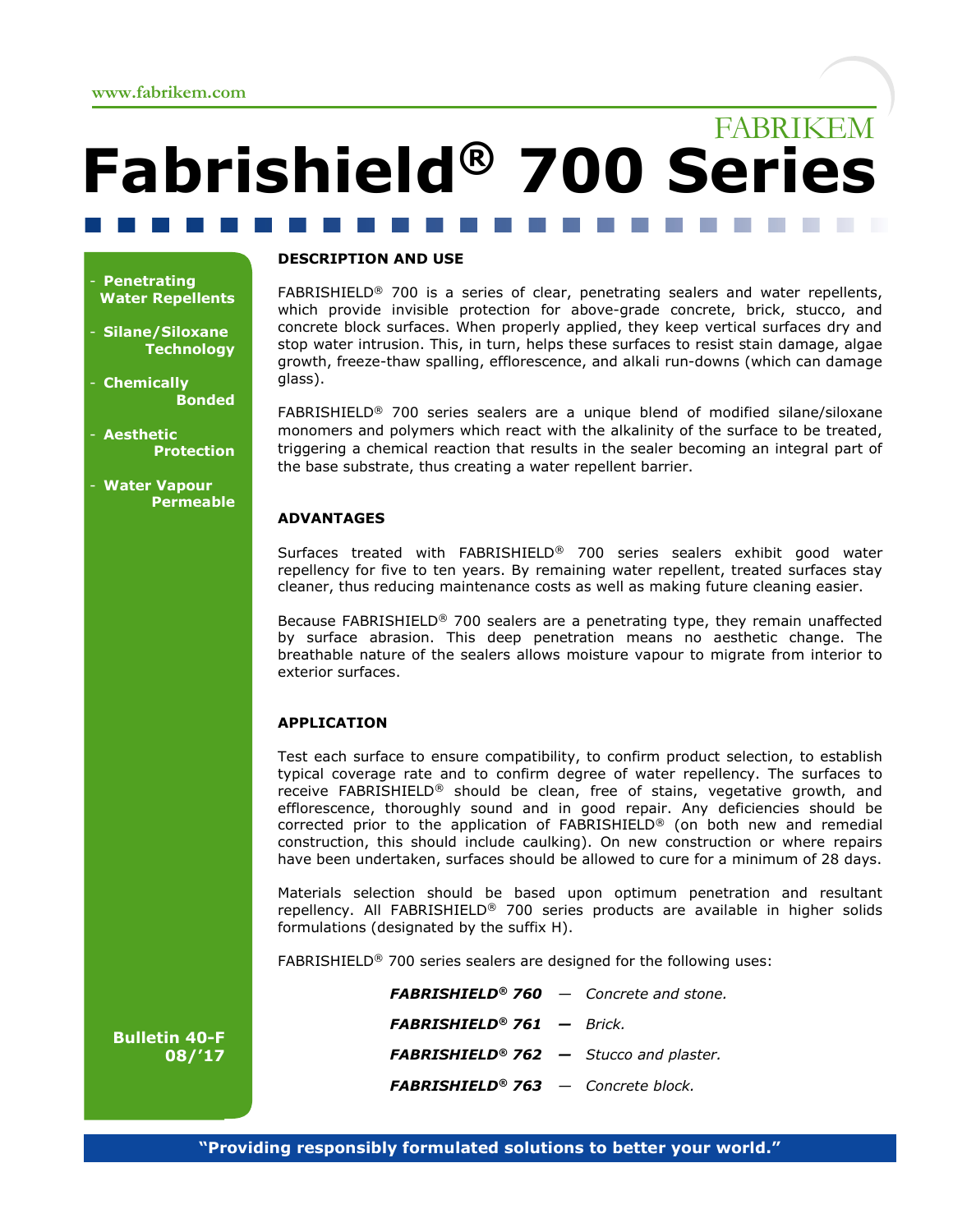www.fabrikem.com

FABRIKEM

# Fabrishield® 700 Series

- **Penetrating Water Repellents**
- **Silane/Siloxane Technology**
- **Chemically Bonded**
- **Aesthetic Protection**
- **Water Vapour Permeable**

**Bulletin 40-F**
**08/'17**

## DESCRIPTION AND USE

FABRISHIELD® 700 is a series of clear, penetrating sealers and water repellents, which provide invisible protection for above-grade concrete, brick, stucco, and concrete block surfaces. When properly applied, they keep vertical surfaces dry and stop water intrusion. This, in turn, helps these surfaces to resist stain damage, algae growth, freeze-thaw spalling, efflorescence, and alkali run-downs (which can damage glass).

FABRISHIELD® 700 series sealers are a unique blend of modified silane/siloxane monomers and polymers which react with the alkalinity of the surface to be treated, triggering a chemical reaction that results in the sealer becoming an integral part of the base substrate, thus creating a water repellent barrier.

## ADVANTAGES

Surfaces treated with FABRISHIELD® 700 series sealers exhibit good water repellency for five to ten years. By remaining water repellent, treated surfaces stay cleaner, thus reducing maintenance costs as well as making future cleaning easier.

Because FABRISHIELD® 700 sealers are a penetrating type, they remain unaffected by surface abrasion. This deep penetration means no aesthetic change. The breathable nature of the sealers allows moisture vapour to migrate from interior to exterior surfaces.

## APPLICATION

Test each surface to ensure compatibility, to confirm product selection, to establish typical coverage rate and to confirm degree of water repellency. The surfaces to receive FABRISHIELD® should be clean, free of stains, vegetative growth, and efflorescence, thoroughly sound and in good repair. Any deficiencies should be corrected prior to the application of FABRISHIELD® (on both new and remedial construction, this should include caulking). On new construction or where repairs have been undertaken, surfaces should be allowed to cure for a minimum of 28 days.

Materials selection should be based upon optimum penetration and resultant repellency. All FABRISHIELD® 700 series products are available in higher solids formulations (designated by the suffix H).

FABRISHIELD® 700 series sealers are designed for the following uses:

***FABRISHIELD® 760*** — *Concrete and stone.*

***FABRISHIELD® 761*** — *Brick.*

***FABRISHIELD® 762*** — *Stucco and plaster.*

***FABRISHIELD® 763*** — *Concrete block.*

**"Providing responsibly formulated solutions to better your world."**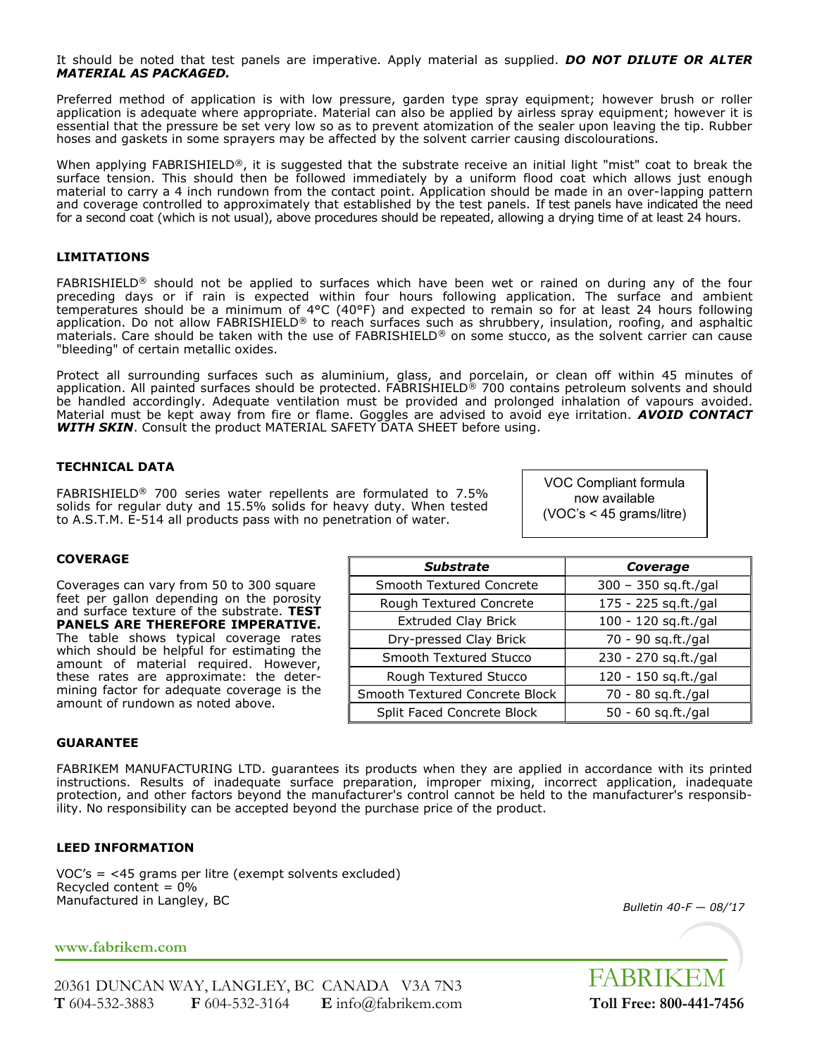It should be noted that test panels are imperative. Apply material as supplied. ***DO NOT DILUTE OR ALTER MATERIAL AS PACKAGED.***

Preferred method of application is with low pressure, garden type spray equipment; however brush or roller application is adequate where appropriate. Material can also be applied by airless spray equipment; however it is essential that the pressure be set very low so as to prevent atomization of the sealer upon leaving the tip. Rubber hoses and gaskets in some sprayers may be affected by the solvent carrier causing discolourations.

When applying FABRISHIELD®, it is suggested that the substrate receive an initial light "mist" coat to break the surface tension. This should then be followed immediately by a uniform flood coat which allows just enough material to carry a 4 inch rundown from the contact point. Application should be made in an over-lapping pattern and coverage controlled to approximately that established by the test panels. If test panels have indicated the need for a second coat (which is not usual), above procedures should be repeated, allowing a drying time of at least 24 hours.

## LIMITATIONS

FABRISHIELD® should not be applied to surfaces which have been wet or rained on during any of the four preceding days or if rain is expected within four hours following application. The surface and ambient temperatures should be a minimum of 4°C (40°F) and expected to remain so for at least 24 hours following application. Do not allow FABRISHIELD® to reach surfaces such as shrubbery, insulation, roofing, and asphaltic materials. Care should be taken with the use of FABRISHIELD® on some stucco, as the solvent carrier can cause "bleeding" of certain metallic oxides.

Protect all surrounding surfaces such as aluminium, glass, and porcelain, or clean off within 45 minutes of application. All painted surfaces should be protected. FABRISHIELD® 700 contains petroleum solvents and should be handled accordingly. Adequate ventilation must be provided and prolonged inhalation of vapours avoided. Material must be kept away from fire or flame. Goggles are advised to avoid eye irritation. ***AVOID CONTACT WITH SKIN***. Consult the product MATERIAL SAFETY DATA SHEET before using.

## TECHNICAL DATA

FABRISHIELD® 700 series water repellents are formulated to 7.5% solids for regular duty and 15.5% solids for heavy duty. When tested to A.S.T.M. E-514 all products pass with no penetration of water.

VOC Compliant formula now available (VOC's < 45 grams/litre)

## COVERAGE

Coverages can vary from 50 to 300 square feet per gallon depending on the porosity and surface texture of the substrate. **TEST PANELS ARE THEREFORE IMPERATIVE.** The table shows typical coverage rates which should be helpful for estimating the amount of material required. However, these rates are approximate: the determining factor for adequate coverage is the amount of rundown as noted above.

| ***Substrate*** | ***Coverage*** |
|---|---|
| Smooth Textured Concrete | 300 – 350 sq.ft./gal |
| Rough Textured Concrete | 175 - 225 sq.ft./gal |
| Extruded Clay Brick | 100 - 120 sq.ft./gal |
| Dry-pressed Clay Brick | 70 - 90 sq.ft./gal |
| Smooth Textured Stucco | 230 - 270 sq.ft./gal |
| Rough Textured Stucco | 120 - 150 sq.ft./gal |
| Smooth Textured Concrete Block | 70 - 80 sq.ft./gal |
| Split Faced Concrete Block | 50 - 60 sq.ft./gal |

## GUARANTEE

FABRIKEM MANUFACTURING LTD. guarantees its products when they are applied in accordance with its printed instructions. Results of inadequate surface preparation, improper mixing, incorrect application, inadequate protection, and other factors beyond the manufacturer's control cannot be held to the manufacturer's responsibility. No responsibility can be accepted beyond the purchase price of the product.

## LEED INFORMATION

VOC's = <45 grams per litre (exempt solvents excluded)
Recycled content = 0%
Manufactured in Langley, BC

*Bulletin 40-F — 08/'17*

www.fabrikem.com

20361 DUNCAN WAY, LANGLEY, BC CANADA V3A 7N3
**T** 604-532-3883 **F** 604-532-3164 **E** info@fabrikem.com

FABRIKEM
**Toll Free: 800-441-7456**